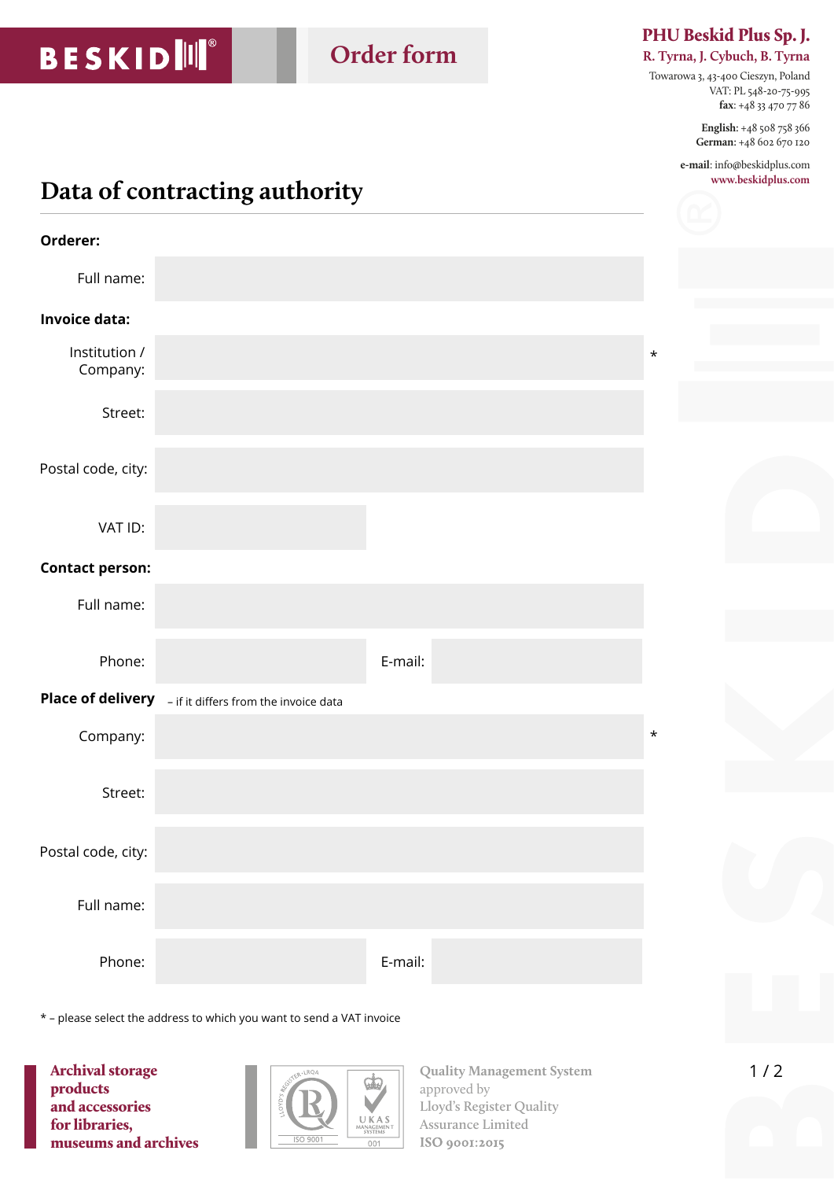BESKID

# Order form

**PHU Beskid Plus Sp. J.**
**R. Tyrna, J. Cybuch, B. Tyrna**
Towarowa 3, 43-400 Cieszyn, Poland
VAT: PL 548-20-75-995
**fax**: +48 33 470 77 86

**English**: +48 508 758 366
**German**: +48 602 670 120

**e-mail**: info@beskidplus.com
**www.beskidplus.com**

## Data of contracting authority

**Orderer:**

Full name:

**Invoice data:**

Institution / Company: *

Street:

Postal code, city:

VAT ID:

**Contact person:**

Full name:

Phone: E-mail:

**Place of delivery** – if it differs from the invoice data

Company: *

Street:

Postal code, city:

Full name:

Phone: E-mail:

* – please select the address to which you want to send a VAT invoice

**Archival storage products and accessories for libraries, museums and archives**

Quality Management System approved by Lloyd's Register Quality Assurance Limited ISO 9001:2015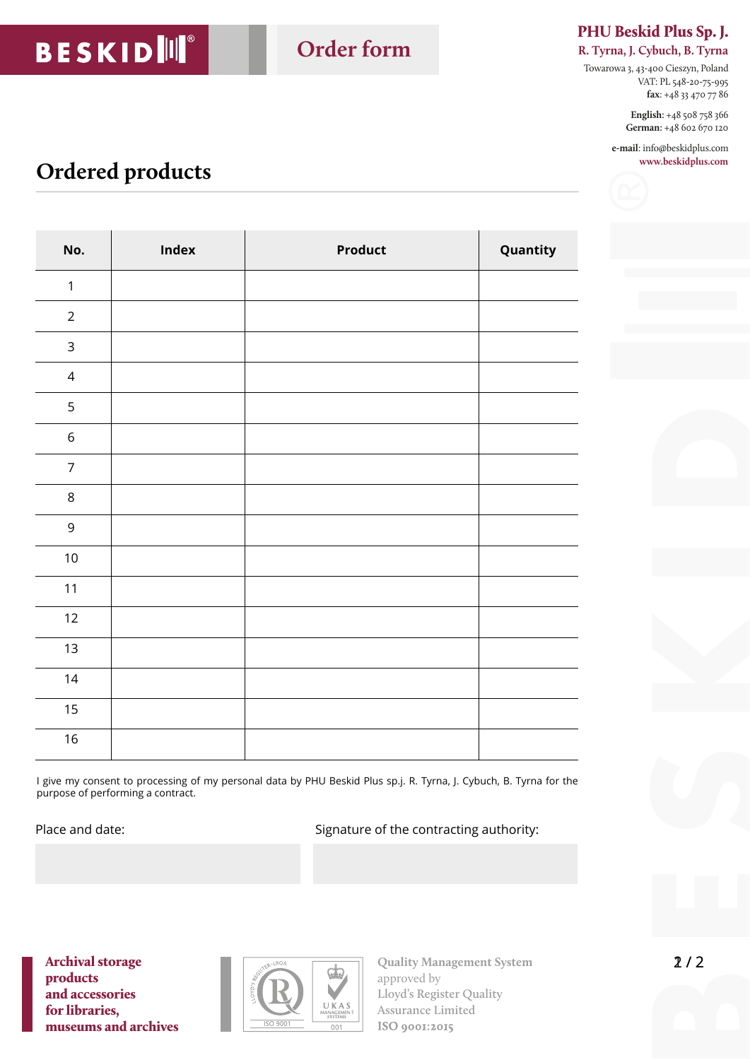**BESKID** Order form

**PHU Beskid Plus Sp. J.**
R. Tyrna, J. Cybuch, B. Tyrna

Towarowa 3, 43-400 Cieszyn, Poland
VAT: PL 548-20-75-995
**fax**: +48 33 470 77 86

**English**: +48 508 758 366
**German**: +48 602 670 120

**e-mail**: info@beskidplus.com
www.beskidplus.com

## Ordered products

| No. | Index | Product | Quantity |
|---|---|---|---|
| 1 | | | |
| 2 | | | |
| 3 | | | |
| 4 | | | |
| 5 | | | |
| 6 | | | |
| 7 | | | |
| 8 | | | |
| 9 | | | |
| 10 | | | |
| 11 | | | |
| 12 | | | |
| 13 | | | |
| 14 | | | |
| 15 | | | |
| 16 | | | |

I give my consent to processing of my personal data by PHU Beskid Plus sp.j. R. Tyrna, J. Cybuch, B. Tyrna for the purpose of performing a contract.

Place and date:

Signature of the contracting authority:

**Archival storage products and accessories for libraries, museums and archives**

Quality Management System approved by Lloyd's Register Quality Assurance Limited ISO 9001:2015